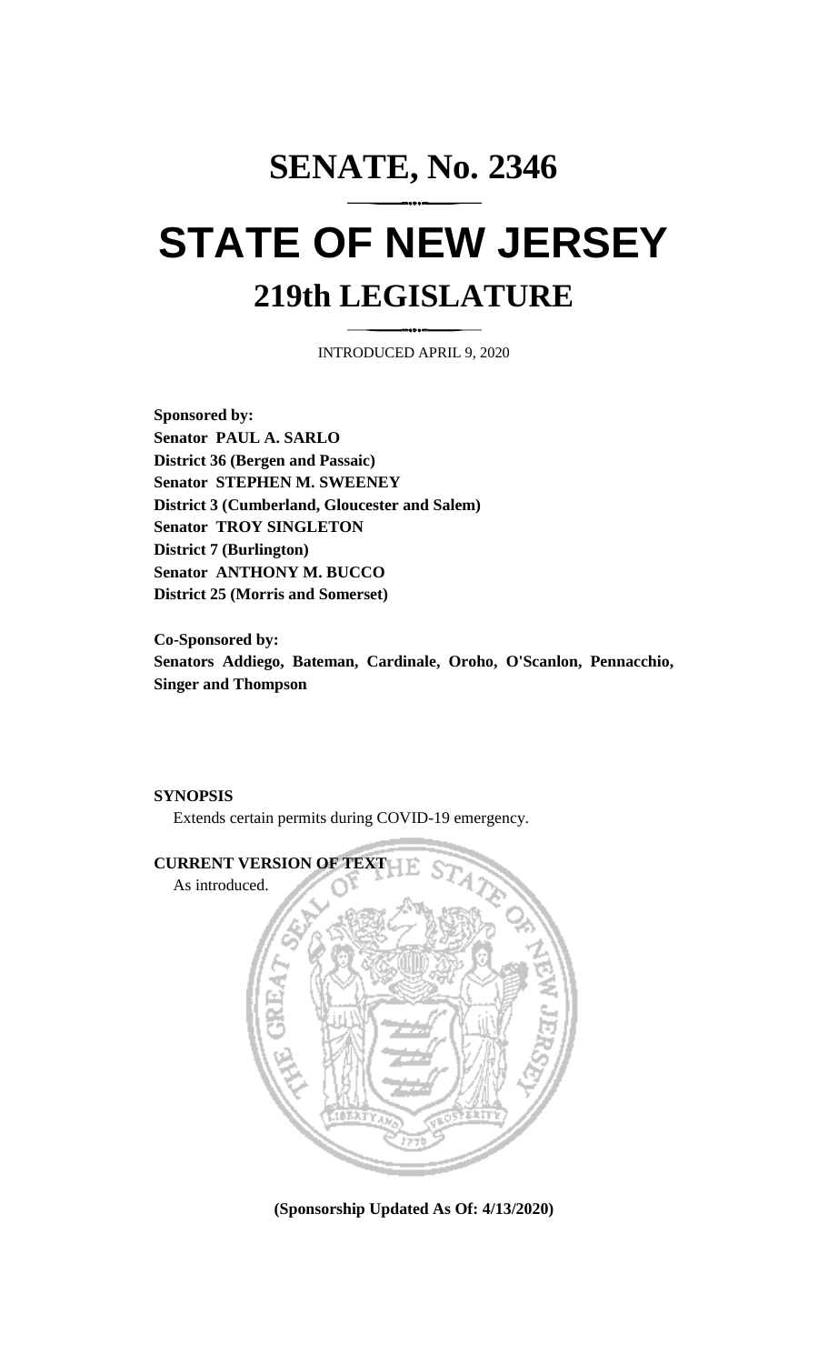# SENATE, No. 2346

# STATE OF NEW JERSEY

## 219th LEGISLATURE

INTRODUCED APRIL 9, 2020

**Sponsored by:**
**Senator PAUL A. SARLO**
**District 36 (Bergen and Passaic)**
**Senator STEPHEN M. SWEENEY**
**District 3 (Cumberland, Gloucester and Salem)**
**Senator TROY SINGLETON**
**District 7 (Burlington)**
**Senator ANTHONY M. BUCCO**
**District 25 (Morris and Somerset)**

**Co-Sponsored by:**
**Senators Addiego, Bateman, Cardinale, Oroho, O'Scanlon, Pennacchio, Singer and Thompson**

**SYNOPSIS**

Extends certain permits during COVID-19 emergency.

**CURRENT VERSION OF TEXT**

As introduced.

**(Sponsorship Updated As Of: 4/13/2020)**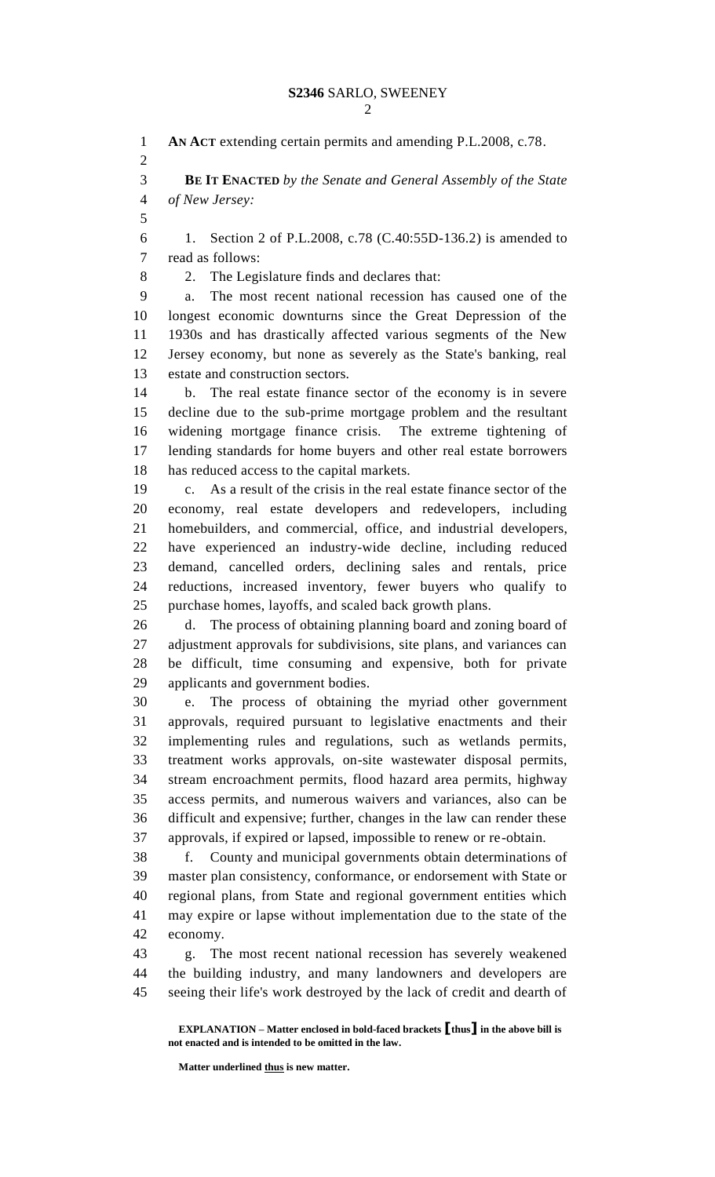AN ACT extending certain permits and amending P.L.2008, c.78.

**BE IT ENACTED** *by the Senate and General Assembly of the State of New Jersey:*

1. Section 2 of P.L.2008, c.78 (C.40:55D-136.2) is amended to read as follows:

2. The Legislature finds and declares that:

a. The most recent national recession has caused one of the longest economic downturns since the Great Depression of the 1930s and has drastically affected various segments of the New Jersey economy, but none as severely as the State's banking, real estate and construction sectors.

b. The real estate finance sector of the economy is in severe decline due to the sub-prime mortgage problem and the resultant widening mortgage finance crisis. The extreme tightening of lending standards for home buyers and other real estate borrowers has reduced access to the capital markets.

c. As a result of the crisis in the real estate finance sector of the economy, real estate developers and redevelopers, including homebuilders, and commercial, office, and industrial developers, have experienced an industry-wide decline, including reduced demand, cancelled orders, declining sales and rentals, price reductions, increased inventory, fewer buyers who qualify to purchase homes, layoffs, and scaled back growth plans.

d. The process of obtaining planning board and zoning board of adjustment approvals for subdivisions, site plans, and variances can be difficult, time consuming and expensive, both for private applicants and government bodies.

e. The process of obtaining the myriad other government approvals, required pursuant to legislative enactments and their implementing rules and regulations, such as wetlands permits, treatment works approvals, on-site wastewater disposal permits, stream encroachment permits, flood hazard area permits, highway access permits, and numerous waivers and variances, also can be difficult and expensive; further, changes in the law can render these approvals, if expired or lapsed, impossible to renew or re-obtain.

f. County and municipal governments obtain determinations of master plan consistency, conformance, or endorsement with State or regional plans, from State and regional government entities which may expire or lapse without implementation due to the state of the economy.

g. The most recent national recession has severely weakened the building industry, and many landowners and developers are seeing their life's work destroyed by the lack of credit and dearth of

**EXPLANATION – Matter enclosed in bold-faced brackets [thus] in the above bill is not enacted and is intended to be omitted in the law.**

**Matter underlined thus is new matter.**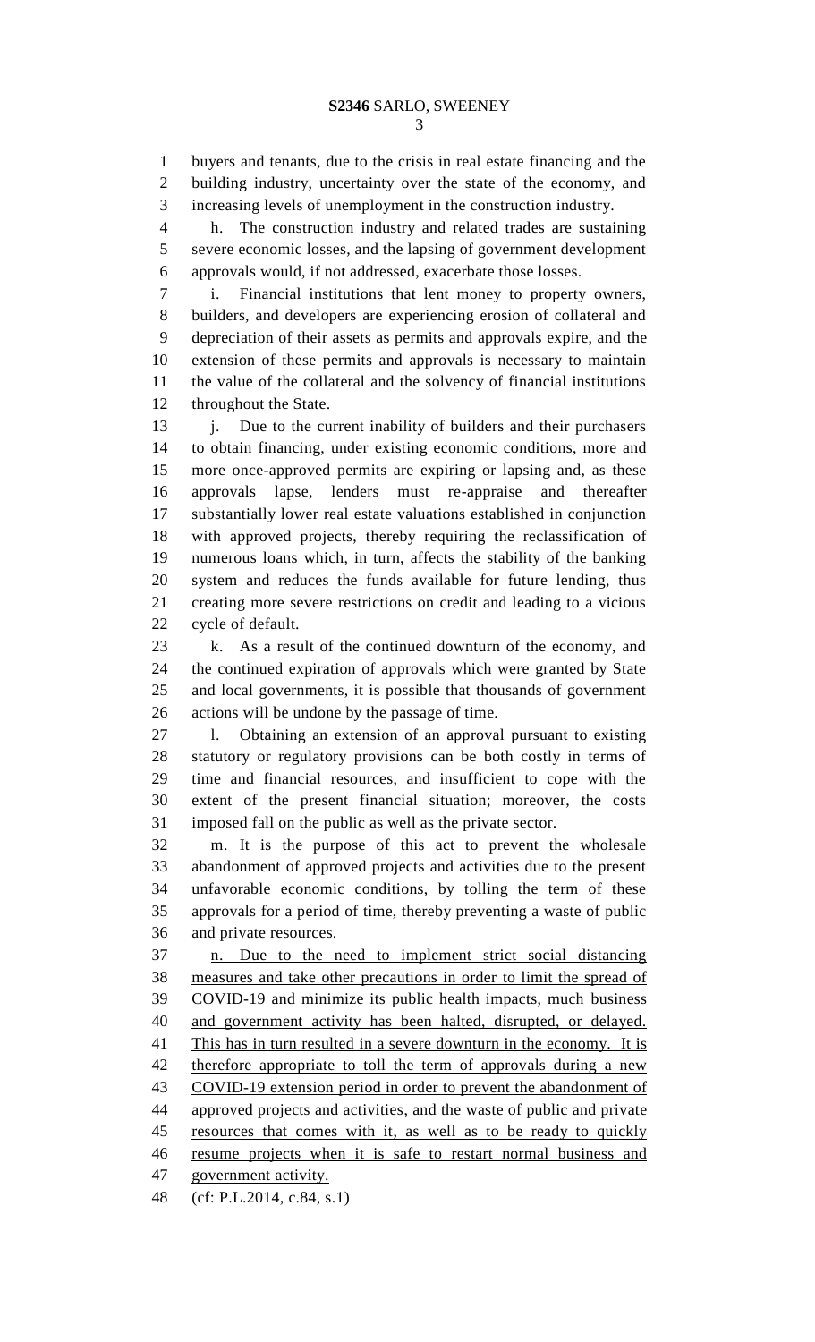buyers and tenants, due to the crisis in real estate financing and the building industry, uncertainty over the state of the economy, and increasing levels of unemployment in the construction industry.

h. The construction industry and related trades are sustaining severe economic losses, and the lapsing of government development approvals would, if not addressed, exacerbate those losses.

i. Financial institutions that lent money to property owners, builders, and developers are experiencing erosion of collateral and depreciation of their assets as permits and approvals expire, and the extension of these permits and approvals is necessary to maintain the value of the collateral and the solvency of financial institutions throughout the State.

j. Due to the current inability of builders and their purchasers to obtain financing, under existing economic conditions, more and more once-approved permits are expiring or lapsing and, as these approvals lapse, lenders must re-appraise and thereafter substantially lower real estate valuations established in conjunction with approved projects, thereby requiring the reclassification of numerous loans which, in turn, affects the stability of the banking system and reduces the funds available for future lending, thus creating more severe restrictions on credit and leading to a vicious cycle of default.

k. As a result of the continued downturn of the economy, and the continued expiration of approvals which were granted by State and local governments, it is possible that thousands of government actions will be undone by the passage of time.

l. Obtaining an extension of an approval pursuant to existing statutory or regulatory provisions can be both costly in terms of time and financial resources, and insufficient to cope with the extent of the present financial situation; moreover, the costs imposed fall on the public as well as the private sector.

m. It is the purpose of this act to prevent the wholesale abandonment of approved projects and activities due to the present unfavorable economic conditions, by tolling the term of these approvals for a period of time, thereby preventing a waste of public and private resources.

<u>n. Due to the need to implement strict social distancing measures and take other precautions in order to limit the spread of COVID-19 and minimize its public health impacts, much business and government activity has been halted, disrupted, or delayed. This has in turn resulted in a severe downturn in the economy. It is therefore appropriate to toll the term of approvals during a new COVID-19 extension period in order to prevent the abandonment of approved projects and activities, and the waste of public and private resources that comes with it, as well as to be ready to quickly resume projects when it is safe to restart normal business and government activity.</u>

(cf: P.L.2014, c.84, s.1)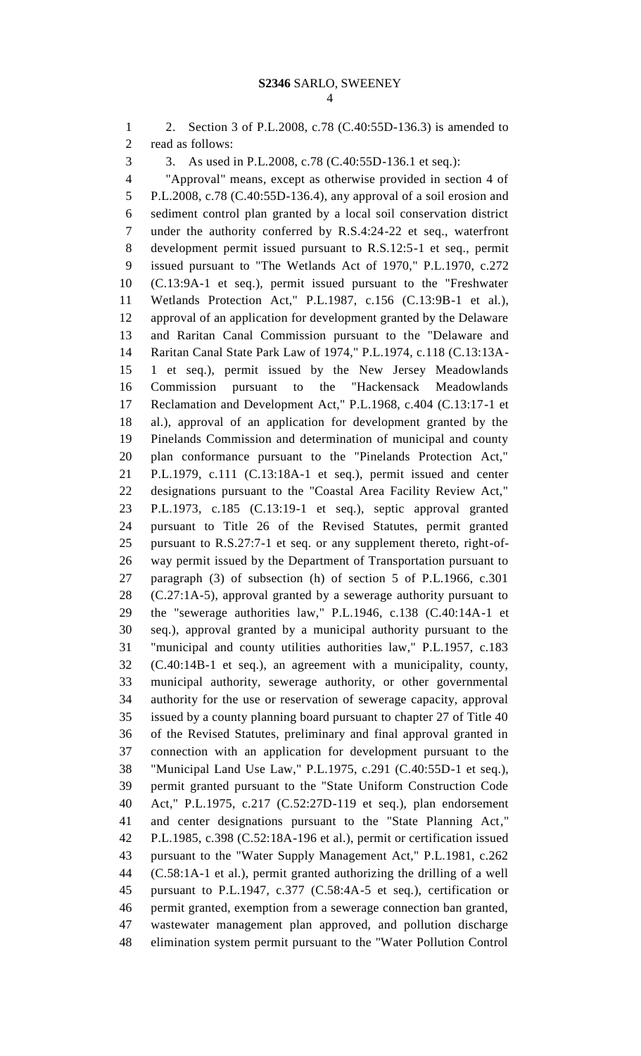2. Section 3 of P.L.2008, c.78 (C.40:55D-136.3) is amended to read as follows:

3. As used in P.L.2008, c.78 (C.40:55D-136.1 et seq.):

"Approval" means, except as otherwise provided in section 4 of P.L.2008, c.78 (C.40:55D-136.4), any approval of a soil erosion and sediment control plan granted by a local soil conservation district under the authority conferred by R.S.4:24-22 et seq., waterfront development permit issued pursuant to R.S.12:5-1 et seq., permit issued pursuant to "The Wetlands Act of 1970," P.L.1970, c.272 (C.13:9A-1 et seq.), permit issued pursuant to the "Freshwater Wetlands Protection Act," P.L.1987, c.156 (C.13:9B-1 et al.), approval of an application for development granted by the Delaware and Raritan Canal Commission pursuant to the "Delaware and Raritan Canal State Park Law of 1974," P.L.1974, c.118 (C.13:13A-1 et seq.), permit issued by the New Jersey Meadowlands Commission pursuant to the "Hackensack Meadowlands Reclamation and Development Act," P.L.1968, c.404 (C.13:17-1 et al.), approval of an application for development granted by the Pinelands Commission and determination of municipal and county plan conformance pursuant to the "Pinelands Protection Act," P.L.1979, c.111 (C.13:18A-1 et seq.), permit issued and center designations pursuant to the "Coastal Area Facility Review Act," P.L.1973, c.185 (C.13:19-1 et seq.), septic approval granted pursuant to Title 26 of the Revised Statutes, permit granted pursuant to R.S.27:7-1 et seq. or any supplement thereto, right-of-way permit issued by the Department of Transportation pursuant to paragraph (3) of subsection (h) of section 5 of P.L.1966, c.301 (C.27:1A-5), approval granted by a sewerage authority pursuant to the "sewerage authorities law," P.L.1946, c.138 (C.40:14A-1 et seq.), approval granted by a municipal authority pursuant to the "municipal and county utilities authorities law," P.L.1957, c.183 (C.40:14B-1 et seq.), an agreement with a municipality, county, municipal authority, sewerage authority, or other governmental authority for the use or reservation of sewerage capacity, approval issued by a county planning board pursuant to chapter 27 of Title 40 of the Revised Statutes, preliminary and final approval granted in connection with an application for development pursuant to the "Municipal Land Use Law," P.L.1975, c.291 (C.40:55D-1 et seq.), permit granted pursuant to the "State Uniform Construction Code Act," P.L.1975, c.217 (C.52:27D-119 et seq.), plan endorsement and center designations pursuant to the "State Planning Act," P.L.1985, c.398 (C.52:18A-196 et al.), permit or certification issued pursuant to the "Water Supply Management Act," P.L.1981, c.262 (C.58:1A-1 et al.), permit granted authorizing the drilling of a well pursuant to P.L.1947, c.377 (C.58:4A-5 et seq.), certification or permit granted, exemption from a sewerage connection ban granted, wastewater management plan approved, and pollution discharge elimination system permit pursuant to the "Water Pollution Control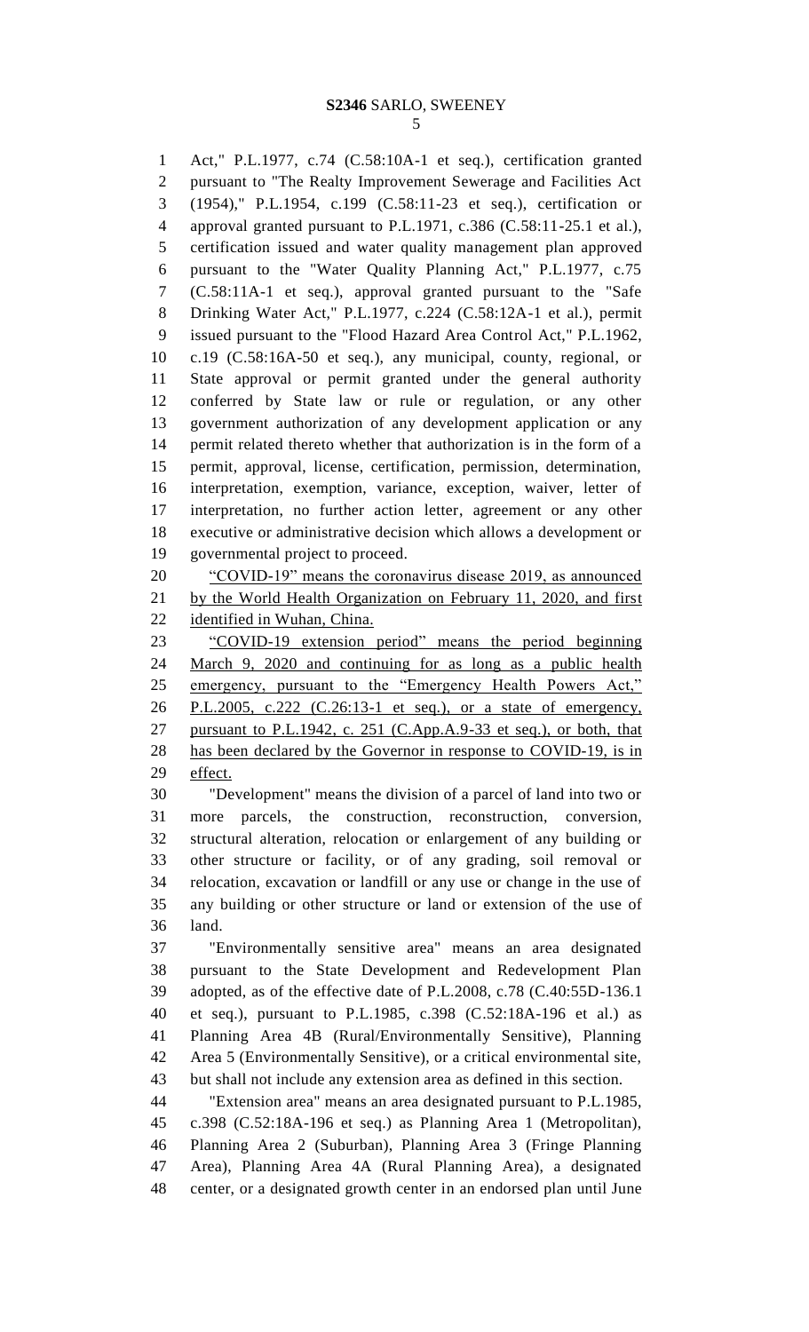Act," P.L.1977, c.74 (C.58:10A-1 et seq.), certification granted pursuant to "The Realty Improvement Sewerage and Facilities Act (1954)," P.L.1954, c.199 (C.58:11-23 et seq.), certification or approval granted pursuant to P.L.1971, c.386 (C.58:11-25.1 et al.), certification issued and water quality management plan approved pursuant to the "Water Quality Planning Act," P.L.1977, c.75 (C.58:11A-1 et seq.), approval granted pursuant to the "Safe Drinking Water Act," P.L.1977, c.224 (C.58:12A-1 et al.), permit issued pursuant to the "Flood Hazard Area Control Act," P.L.1962, c.19 (C.58:16A-50 et seq.), any municipal, county, regional, or State approval or permit granted under the general authority conferred by State law or rule or regulation, or any other government authorization of any development application or any permit related thereto whether that authorization is in the form of a permit, approval, license, certification, permission, determination, interpretation, exemption, variance, exception, waiver, letter of interpretation, no further action letter, agreement or any other executive or administrative decision which allows a development or governmental project to proceed.

<u>"COVID-19" means the coronavirus disease 2019, as announced by the World Health Organization on February 11, 2020, and first identified in Wuhan, China.</u>

<u>"COVID-19 extension period" means the period beginning March 9, 2020 and continuing for as long as a public health emergency, pursuant to the "Emergency Health Powers Act," P.L.2005, c.222 (C.26:13-1 et seq.), or a state of emergency, pursuant to P.L.1942, c. 251 (C.App.A.9-33 et seq.), or both, that has been declared by the Governor in response to COVID-19, is in effect.</u>

"Development" means the division of a parcel of land into two or more parcels, the construction, reconstruction, conversion, structural alteration, relocation or enlargement of any building or other structure or facility, or of any grading, soil removal or relocation, excavation or landfill or any use or change in the use of any building or other structure or land or extension of the use of land.

"Environmentally sensitive area" means an area designated pursuant to the State Development and Redevelopment Plan adopted, as of the effective date of P.L.2008, c.78 (C.40:55D-136.1 et seq.), pursuant to P.L.1985, c.398 (C.52:18A-196 et al.) as Planning Area 4B (Rural/Environmentally Sensitive), Planning Area 5 (Environmentally Sensitive), or a critical environmental site, but shall not include any extension area as defined in this section.

"Extension area" means an area designated pursuant to P.L.1985, c.398 (C.52:18A-196 et seq.) as Planning Area 1 (Metropolitan), Planning Area 2 (Suburban), Planning Area 3 (Fringe Planning Area), Planning Area 4A (Rural Planning Area), a designated center, or a designated growth center in an endorsed plan until June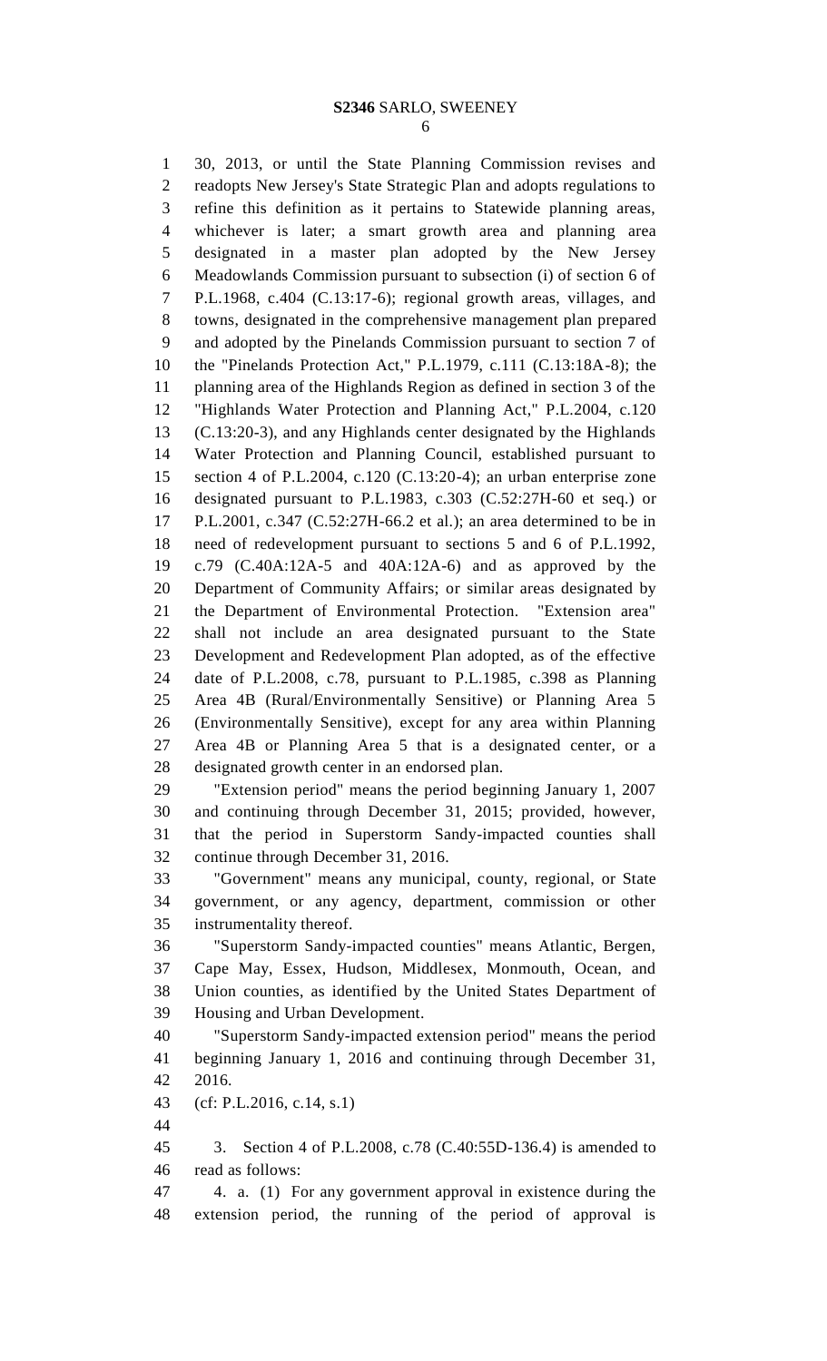30, 2013, or until the State Planning Commission revises and readopts New Jersey's State Strategic Plan and adopts regulations to refine this definition as it pertains to Statewide planning areas, whichever is later; a smart growth area and planning area designated in a master plan adopted by the New Jersey Meadowlands Commission pursuant to subsection (i) of section 6 of P.L.1968, c.404 (C.13:17-6); regional growth areas, villages, and towns, designated in the comprehensive management plan prepared and adopted by the Pinelands Commission pursuant to section 7 of the "Pinelands Protection Act," P.L.1979, c.111 (C.13:18A-8); the planning area of the Highlands Region as defined in section 3 of the "Highlands Water Protection and Planning Act," P.L.2004, c.120 (C.13:20-3), and any Highlands center designated by the Highlands Water Protection and Planning Council, established pursuant to section 4 of P.L.2004, c.120 (C.13:20-4); an urban enterprise zone designated pursuant to P.L.1983, c.303 (C.52:27H-60 et seq.) or P.L.2001, c.347 (C.52:27H-66.2 et al.); an area determined to be in need of redevelopment pursuant to sections 5 and 6 of P.L.1992, c.79 (C.40A:12A-5 and 40A:12A-6) and as approved by the Department of Community Affairs; or similar areas designated by the Department of Environmental Protection. "Extension area" shall not include an area designated pursuant to the State Development and Redevelopment Plan adopted, as of the effective date of P.L.2008, c.78, pursuant to P.L.1985, c.398 as Planning Area 4B (Rural/Environmentally Sensitive) or Planning Area 5 (Environmentally Sensitive), except for any area within Planning Area 4B or Planning Area 5 that is a designated center, or a designated growth center in an endorsed plan.

"Extension period" means the period beginning January 1, 2007 and continuing through December 31, 2015; provided, however, that the period in Superstorm Sandy-impacted counties shall continue through December 31, 2016.

"Government" means any municipal, county, regional, or State government, or any agency, department, commission or other instrumentality thereof.

"Superstorm Sandy-impacted counties" means Atlantic, Bergen, Cape May, Essex, Hudson, Middlesex, Monmouth, Ocean, and Union counties, as identified by the United States Department of Housing and Urban Development.

"Superstorm Sandy-impacted extension period" means the period beginning January 1, 2016 and continuing through December 31, 2016.

(cf: P.L.2016, c.14, s.1)

3. Section 4 of P.L.2008, c.78 (C.40:55D-136.4) is amended to read as follows:

4. a. (1) For any government approval in existence during the extension period, the running of the period of approval is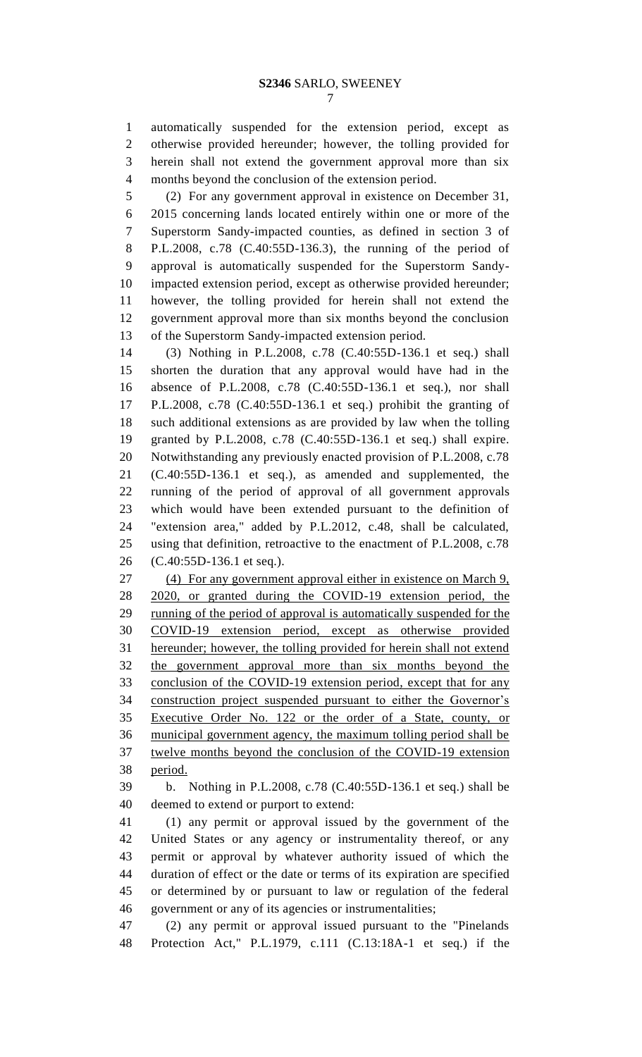automatically suspended for the extension period, except as otherwise provided hereunder; however, the tolling provided for herein shall not extend the government approval more than six months beyond the conclusion of the extension period.

(2) For any government approval in existence on December 31, 2015 concerning lands located entirely within one or more of the Superstorm Sandy-impacted counties, as defined in section 3 of P.L.2008, c.78 (C.40:55D-136.3), the running of the period of approval is automatically suspended for the Superstorm Sandy-impacted extension period, except as otherwise provided hereunder; however, the tolling provided for herein shall not extend the government approval more than six months beyond the conclusion of the Superstorm Sandy-impacted extension period.

(3) Nothing in P.L.2008, c.78 (C.40:55D-136.1 et seq.) shall shorten the duration that any approval would have had in the absence of P.L.2008, c.78 (C.40:55D-136.1 et seq.), nor shall P.L.2008, c.78 (C.40:55D-136.1 et seq.) prohibit the granting of such additional extensions as are provided by law when the tolling granted by P.L.2008, c.78 (C.40:55D-136.1 et seq.) shall expire. Notwithstanding any previously enacted provision of P.L.2008, c.78 (C.40:55D-136.1 et seq.), as amended and supplemented, the running of the period of approval of all government approvals which would have been extended pursuant to the definition of "extension area," added by P.L.2012, c.48, shall be calculated, using that definition, retroactive to the enactment of P.L.2008, c.78 (C.40:55D-136.1 et seq.).

(4) For any government approval either in existence on March 9, 2020, or granted during the COVID-19 extension period, the running of the period of approval is automatically suspended for the COVID-19 extension period, except as otherwise provided hereunder; however, the tolling provided for herein shall not extend the government approval more than six months beyond the conclusion of the COVID-19 extension period, except that for any construction project suspended pursuant to either the Governor's Executive Order No. 122 or the order of a State, county, or municipal government agency, the maximum tolling period shall be twelve months beyond the conclusion of the COVID-19 extension period.

b. Nothing in P.L.2008, c.78 (C.40:55D-136.1 et seq.) shall be deemed to extend or purport to extend:

(1) any permit or approval issued by the government of the United States or any agency or instrumentality thereof, or any permit or approval by whatever authority issued of which the duration of effect or the date or terms of its expiration are specified or determined by or pursuant to law or regulation of the federal government or any of its agencies or instrumentalities;

(2) any permit or approval issued pursuant to the "Pinelands Protection Act," P.L.1979, c.111 (C.13:18A-1 et seq.) if the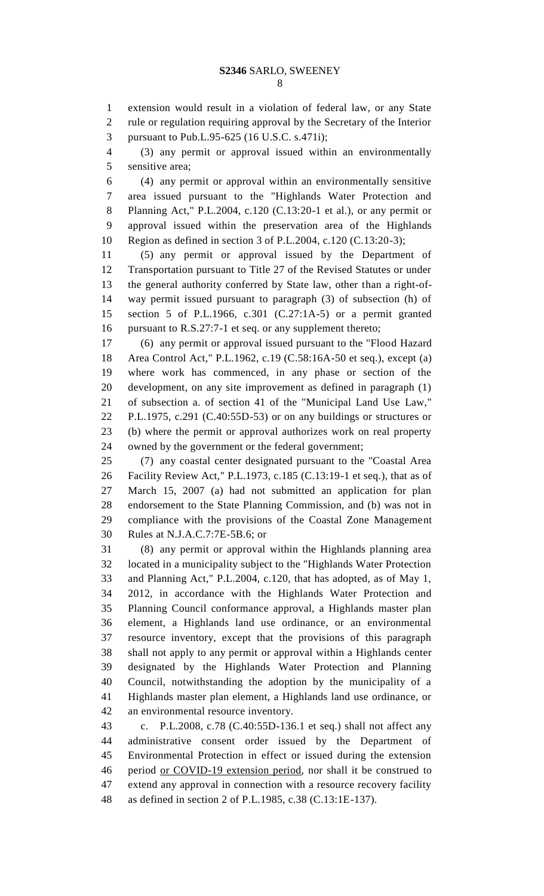extension would result in a violation of federal law, or any State rule or regulation requiring approval by the Secretary of the Interior pursuant to Pub.L.95-625 (16 U.S.C. s.471i);

(3) any permit or approval issued within an environmentally sensitive area;

(4) any permit or approval within an environmentally sensitive area issued pursuant to the "Highlands Water Protection and Planning Act," P.L.2004, c.120 (C.13:20-1 et al.), or any permit or approval issued within the preservation area of the Highlands Region as defined in section 3 of P.L.2004, c.120 (C.13:20-3);

(5) any permit or approval issued by the Department of Transportation pursuant to Title 27 of the Revised Statutes or under the general authority conferred by State law, other than a right-of-way permit issued pursuant to paragraph (3) of subsection (h) of section 5 of P.L.1966, c.301 (C.27:1A-5) or a permit granted pursuant to R.S.27:7-1 et seq. or any supplement thereto;

(6) any permit or approval issued pursuant to the "Flood Hazard Area Control Act," P.L.1962, c.19 (C.58:16A-50 et seq.), except (a) where work has commenced, in any phase or section of the development, on any site improvement as defined in paragraph (1) of subsection a. of section 41 of the "Municipal Land Use Law," P.L.1975, c.291 (C.40:55D-53) or on any buildings or structures or (b) where the permit or approval authorizes work on real property owned by the government or the federal government;

(7) any coastal center designated pursuant to the "Coastal Area Facility Review Act," P.L.1973, c.185 (C.13:19-1 et seq.), that as of March 15, 2007 (a) had not submitted an application for plan endorsement to the State Planning Commission, and (b) was not in compliance with the provisions of the Coastal Zone Management Rules at N.J.A.C.7:7E-5B.6; or

(8) any permit or approval within the Highlands planning area located in a municipality subject to the "Highlands Water Protection and Planning Act," P.L.2004, c.120, that has adopted, as of May 1, 2012, in accordance with the Highlands Water Protection and Planning Council conformance approval, a Highlands master plan element, a Highlands land use ordinance, or an environmental resource inventory, except that the provisions of this paragraph shall not apply to any permit or approval within a Highlands center designated by the Highlands Water Protection and Planning Council, notwithstanding the adoption by the municipality of a Highlands master plan element, a Highlands land use ordinance, or an environmental resource inventory.

c. P.L.2008, c.78 (C.40:55D-136.1 et seq.) shall not affect any administrative consent order issued by the Department of Environmental Protection in effect or issued during the extension period <u>or COVID-19 extension period</u>, nor shall it be construed to extend any approval in connection with a resource recovery facility as defined in section 2 of P.L.1985, c.38 (C.13:1E-137).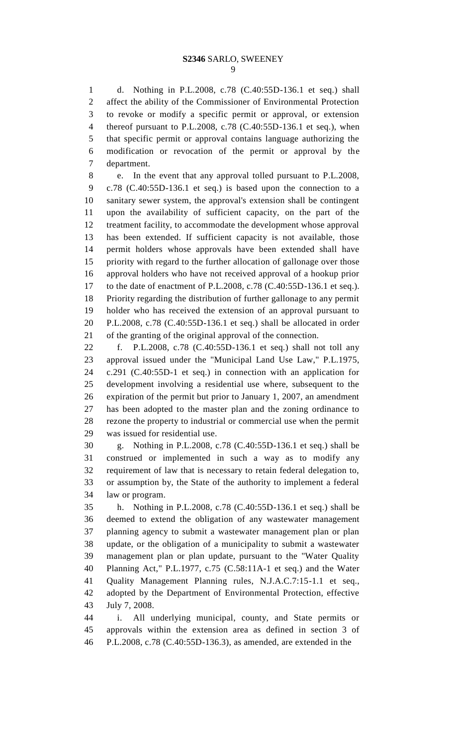d. Nothing in P.L.2008, c.78 (C.40:55D-136.1 et seq.) shall affect the ability of the Commissioner of Environmental Protection to revoke or modify a specific permit or approval, or extension thereof pursuant to P.L.2008, c.78 (C.40:55D-136.1 et seq.), when that specific permit or approval contains language authorizing the modification or revocation of the permit or approval by the department.

e. In the event that any approval tolled pursuant to P.L.2008, c.78 (C.40:55D-136.1 et seq.) is based upon the connection to a sanitary sewer system, the approval's extension shall be contingent upon the availability of sufficient capacity, on the part of the treatment facility, to accommodate the development whose approval has been extended. If sufficient capacity is not available, those permit holders whose approvals have been extended shall have priority with regard to the further allocation of gallonage over those approval holders who have not received approval of a hookup prior to the date of enactment of P.L.2008, c.78 (C.40:55D-136.1 et seq.). Priority regarding the distribution of further gallonage to any permit holder who has received the extension of an approval pursuant to P.L.2008, c.78 (C.40:55D-136.1 et seq.) shall be allocated in order of the granting of the original approval of the connection.

f. P.L.2008, c.78 (C.40:55D-136.1 et seq.) shall not toll any approval issued under the "Municipal Land Use Law," P.L.1975, c.291 (C.40:55D-1 et seq.) in connection with an application for development involving a residential use where, subsequent to the expiration of the permit but prior to January 1, 2007, an amendment has been adopted to the master plan and the zoning ordinance to rezone the property to industrial or commercial use when the permit was issued for residential use.

g. Nothing in P.L.2008, c.78 (C.40:55D-136.1 et seq.) shall be construed or implemented in such a way as to modify any requirement of law that is necessary to retain federal delegation to, or assumption by, the State of the authority to implement a federal law or program.

h. Nothing in P.L.2008, c.78 (C.40:55D-136.1 et seq.) shall be deemed to extend the obligation of any wastewater management planning agency to submit a wastewater management plan or plan update, or the obligation of a municipality to submit a wastewater management plan or plan update, pursuant to the "Water Quality Planning Act," P.L.1977, c.75 (C.58:11A-1 et seq.) and the Water Quality Management Planning rules, N.J.A.C.7:15-1.1 et seq., adopted by the Department of Environmental Protection, effective July 7, 2008.

i. All underlying municipal, county, and State permits or approvals within the extension area as defined in section 3 of P.L.2008, c.78 (C.40:55D-136.3), as amended, are extended in the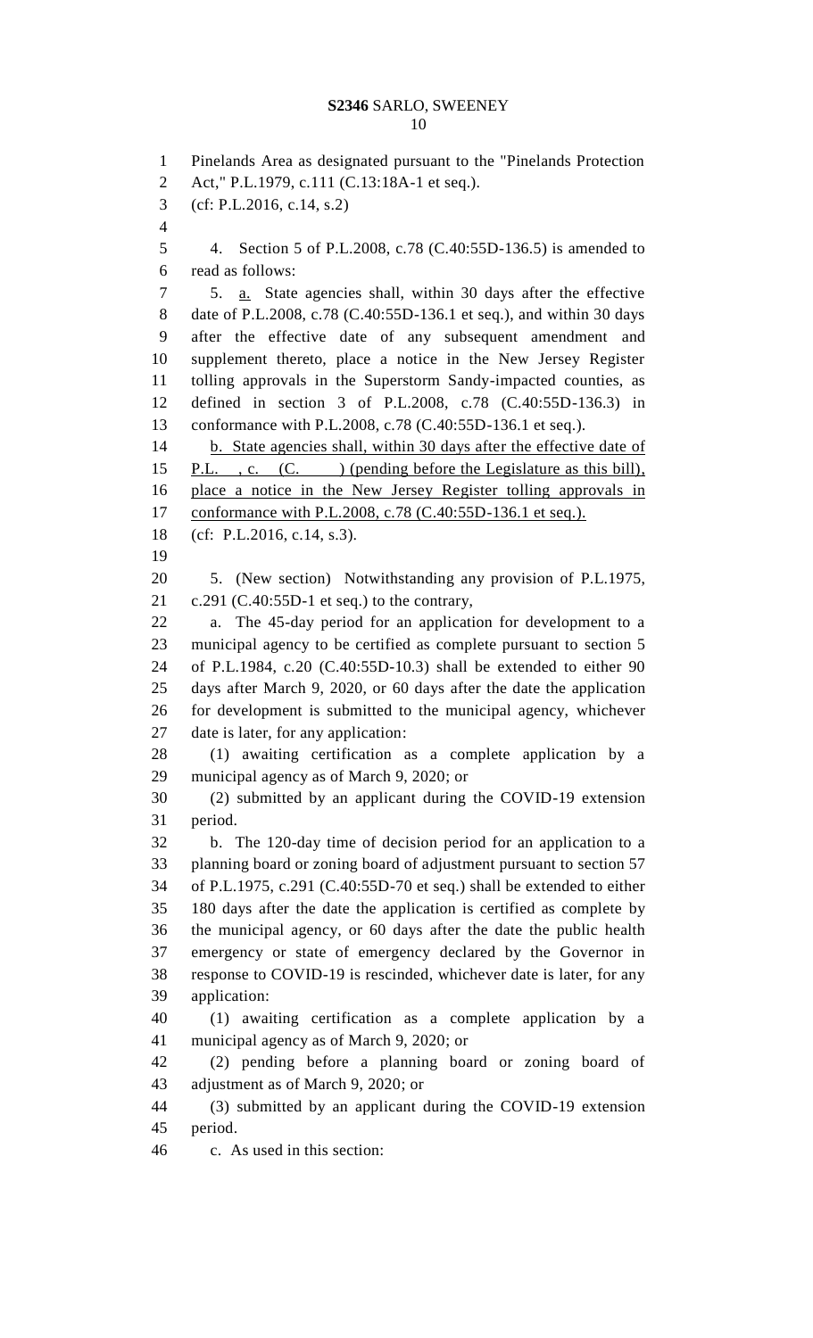Pinelands Area as designated pursuant to the "Pinelands Protection Act," P.L.1979, c.111 (C.13:18A-1 et seq.).

(cf: P.L.2016, c.14, s.2)

4. Section 5 of P.L.2008, c.78 (C.40:55D-136.5) is amended to read as follows:

5. a. State agencies shall, within 30 days after the effective date of P.L.2008, c.78 (C.40:55D-136.1 et seq.), and within 30 days after the effective date of any subsequent amendment and supplement thereto, place a notice in the New Jersey Register tolling approvals in the Superstorm Sandy-impacted counties, as defined in section 3 of P.L.2008, c.78 (C.40:55D-136.3) in conformance with P.L.2008, c.78 (C.40:55D-136.1 et seq.).

b. State agencies shall, within 30 days after the effective date of P.L. , c. (C. ) (pending before the Legislature as this bill), place a notice in the New Jersey Register tolling approvals in conformance with P.L.2008, c.78 (C.40:55D-136.1 et seq.).

(cf: P.L.2016, c.14, s.3).

5. (New section) Notwithstanding any provision of P.L.1975, c.291 (C.40:55D-1 et seq.) to the contrary,

a. The 45-day period for an application for development to a municipal agency to be certified as complete pursuant to section 5 of P.L.1984, c.20 (C.40:55D-10.3) shall be extended to either 90 days after March 9, 2020, or 60 days after the date the application for development is submitted to the municipal agency, whichever date is later, for any application:

(1) awaiting certification as a complete application by a municipal agency as of March 9, 2020; or

(2) submitted by an applicant during the COVID-19 extension period.

b. The 120-day time of decision period for an application to a planning board or zoning board of adjustment pursuant to section 57 of P.L.1975, c.291 (C.40:55D-70 et seq.) shall be extended to either 180 days after the date the application is certified as complete by the municipal agency, or 60 days after the date the public health emergency or state of emergency declared by the Governor in response to COVID-19 is rescinded, whichever date is later, for any application:

(1) awaiting certification as a complete application by a municipal agency as of March 9, 2020; or

(2) pending before a planning board or zoning board of adjustment as of March 9, 2020; or

(3) submitted by an applicant during the COVID-19 extension period.

c. As used in this section: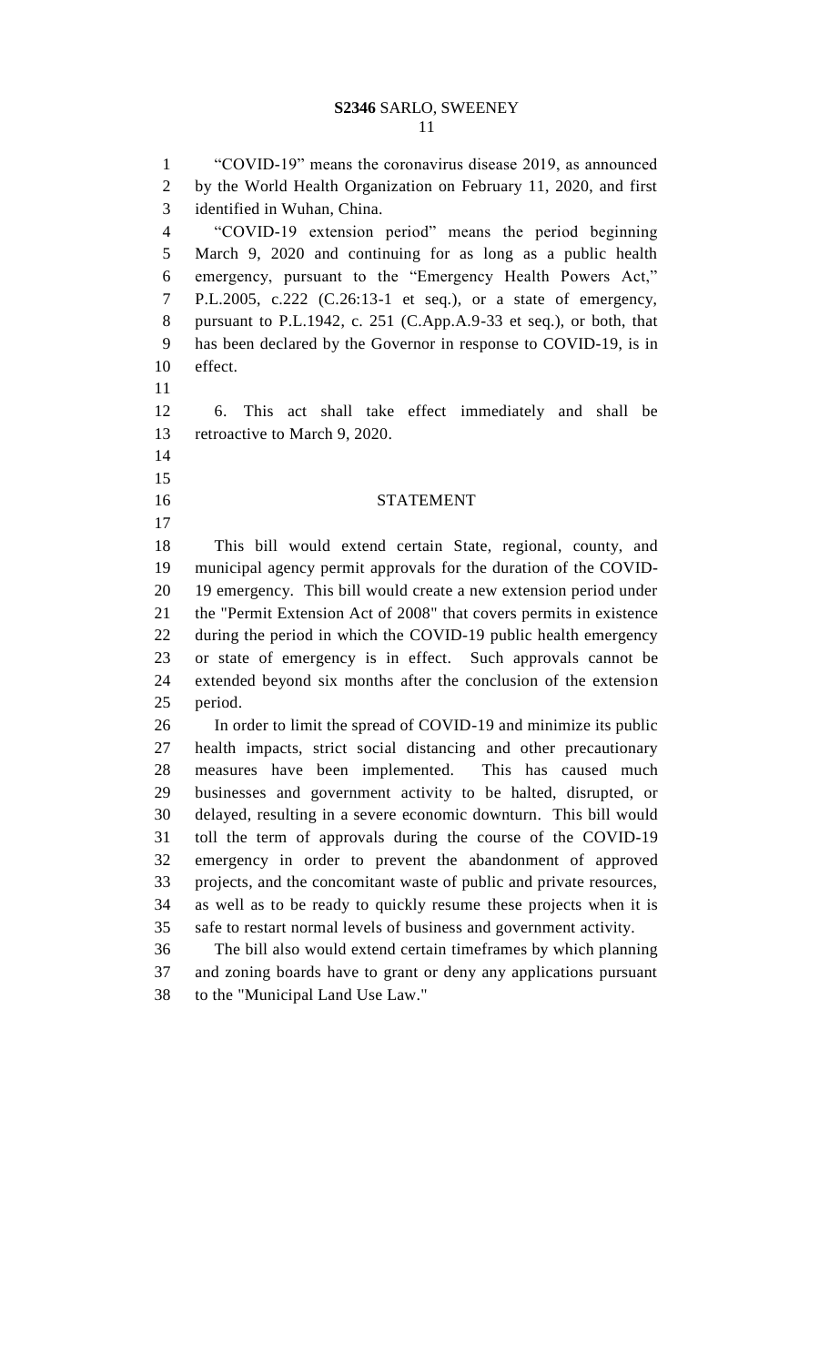"COVID-19" means the coronavirus disease 2019, as announced by the World Health Organization on February 11, 2020, and first identified in Wuhan, China.

"COVID-19 extension period" means the period beginning March 9, 2020 and continuing for as long as a public health emergency, pursuant to the "Emergency Health Powers Act," P.L.2005, c.222 (C.26:13-1 et seq.), or a state of emergency, pursuant to P.L.1942, c. 251 (C.App.A.9-33 et seq.), or both, that has been declared by the Governor in response to COVID-19, is in effect.

6. This act shall take effect immediately and shall be retroactive to March 9, 2020.

## STATEMENT

This bill would extend certain State, regional, county, and municipal agency permit approvals for the duration of the COVID-19 emergency. This bill would create a new extension period under the "Permit Extension Act of 2008" that covers permits in existence during the period in which the COVID-19 public health emergency or state of emergency is in effect. Such approvals cannot be extended beyond six months after the conclusion of the extension period.

In order to limit the spread of COVID-19 and minimize its public health impacts, strict social distancing and other precautionary measures have been implemented. This has caused much businesses and government activity to be halted, disrupted, or delayed, resulting in a severe economic downturn. This bill would toll the term of approvals during the course of the COVID-19 emergency in order to prevent the abandonment of approved projects, and the concomitant waste of public and private resources, as well as to be ready to quickly resume these projects when it is safe to restart normal levels of business and government activity.

The bill also would extend certain timeframes by which planning and zoning boards have to grant or deny any applications pursuant to the "Municipal Land Use Law."